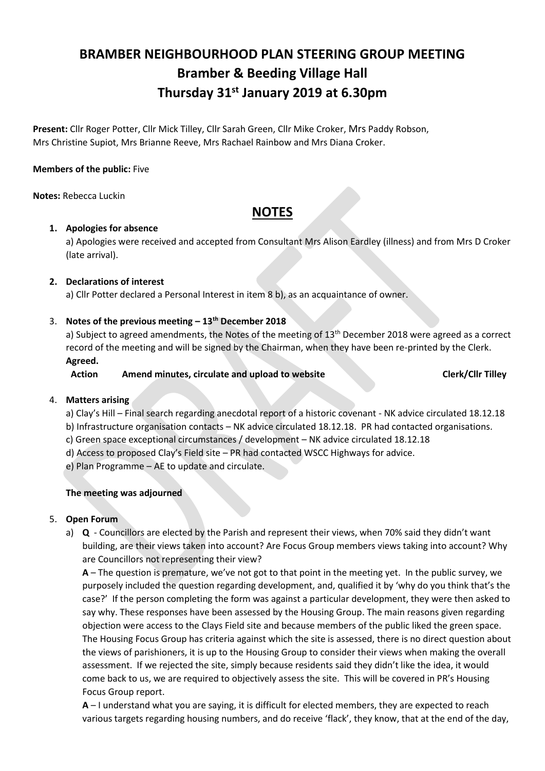# BRAMBER NEIGHBOURHOOD PLAN STEERING GROUP MEETING
# Bramber & Beeding Village Hall
# Thursday 31st January 2019 at 6.30pm

**Present:** Cllr Roger Potter, Cllr Mick Tilley, Cllr Sarah Green, Cllr Mike Croker, Mrs Paddy Robson, Mrs Christine Supiot, Mrs Brianne Reeve, Mrs Rachael Rainbow and Mrs Diana Croker.

**Members of the public:** Five

**Notes:** Rebecca Luckin

## NOTES

1. **Apologies for absence**

   a) Apologies were received and accepted from Consultant Mrs Alison Eardley (illness) and from Mrs D Croker (late arrival).

2. **Declarations of interest**

   a) Cllr Potter declared a Personal Interest in item 8 b), as an acquaintance of owner.

3. **Notes of the previous meeting – 13th December 2018**

   a) Subject to agreed amendments, the Notes of the meeting of 13th December 2018 were agreed as a correct record of the meeting and will be signed by the Chairman, when they have been re-printed by the Clerk.
   **Agreed.**

   **Action Amend minutes, circulate and upload to website Clerk/Cllr Tilley**

4. **Matters arising**

   a) Clay's Hill – Final search regarding anecdotal report of a historic covenant - NK advice circulated 18.12.18
   b) Infrastructure organisation contacts – NK advice circulated 18.12.18. PR had contacted organisations.
   c) Green space exceptional circumstances / development – NK advice circulated 18.12.18
   d) Access to proposed Clay's Field site – PR had contacted WSCC Highways for advice.
   e) Plan Programme – AE to update and circulate.

   **The meeting was adjourned**

5. **Open Forum**

   a) **Q** - Councillors are elected by the Parish and represent their views, when 70% said they didn't want building, are their views taken into account? Are Focus Group members views taking into account? Why are Councillors not representing their view?

   **A** – The question is premature, we've not got to that point in the meeting yet. In the public survey, we purposely included the question regarding development, and, qualified it by 'why do you think that's the case?' If the person completing the form was against a particular development, they were then asked to say why. These responses have been assessed by the Housing Group. The main reasons given regarding objection were access to the Clays Field site and because members of the public liked the green space. The Housing Focus Group has criteria against which the site is assessed, there is no direct question about the views of parishioners, it is up to the Housing Group to consider their views when making the overall assessment. If we rejected the site, simply because residents said they didn't like the idea, it would come back to us, we are required to objectively assess the site. This will be covered in PR's Housing Focus Group report.

   **A** – I understand what you are saying, it is difficult for elected members, they are expected to reach various targets regarding housing numbers, and do receive 'flack', they know, that at the end of the day,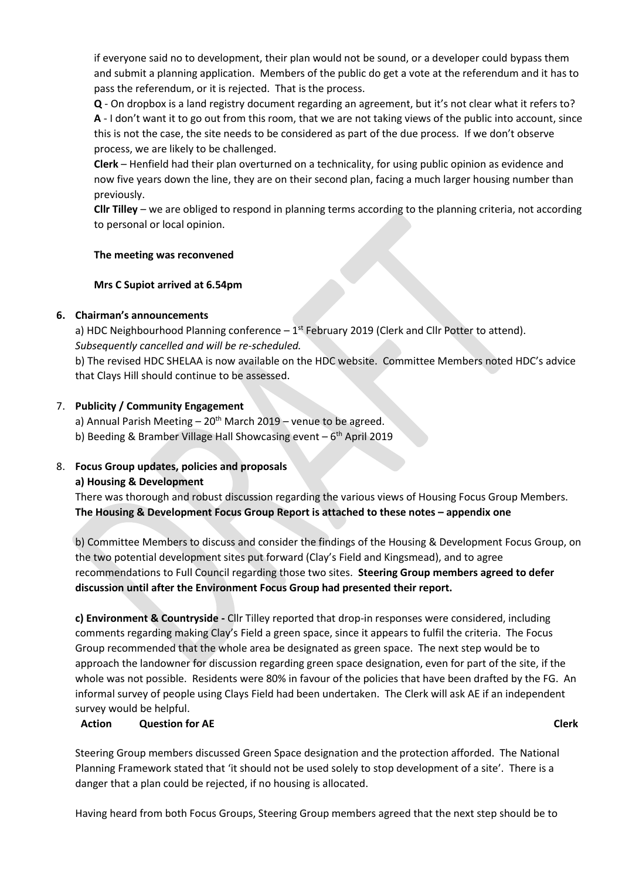if everyone said no to development, their plan would not be sound, or a developer could bypass them and submit a planning application. Members of the public do get a vote at the referendum and it has to pass the referendum, or it is rejected. That is the process.

**Q** - On dropbox is a land registry document regarding an agreement, but it's not clear what it refers to?

**A** - I don't want it to go out from this room, that we are not taking views of the public into account, since this is not the case, the site needs to be considered as part of the due process. If we don't observe process, we are likely to be challenged.

**Clerk** – Henfield had their plan overturned on a technicality, for using public opinion as evidence and now five years down the line, they are on their second plan, facing a much larger housing number than previously.

**Cllr Tilley** – we are obliged to respond in planning terms according to the planning criteria, not according to personal or local opinion.

**The meeting was reconvened**

**Mrs C Supiot arrived at 6.54pm**

**6. Chairman's announcements**

a) HDC Neighbourhood Planning conference – 1st February 2019 (Clerk and Cllr Potter to attend). *Subsequently cancelled and will be re-scheduled.*

b) The revised HDC SHELAA is now available on the HDC website. Committee Members noted HDC's advice that Clays Hill should continue to be assessed.

7. **Publicity / Community Engagement**

a) Annual Parish Meeting – 20th March 2019 – venue to be agreed.

b) Beeding & Bramber Village Hall Showcasing event – 6th April 2019

8. **Focus Group updates, policies and proposals**

**a) Housing & Development**

There was thorough and robust discussion regarding the various views of Housing Focus Group Members. **The Housing & Development Focus Group Report is attached to these notes – appendix one**

b) Committee Members to discuss and consider the findings of the Housing & Development Focus Group, on the two potential development sites put forward (Clay's Field and Kingsmead), and to agree recommendations to Full Council regarding those two sites. **Steering Group members agreed to defer discussion until after the Environment Focus Group had presented their report.**

**c) Environment & Countryside -** Cllr Tilley reported that drop-in responses were considered, including comments regarding making Clay's Field a green space, since it appears to fulfil the criteria. The Focus Group recommended that the whole area be designated as green space. The next step would be to approach the landowner for discussion regarding green space designation, even for part of the site, if the whole was not possible. Residents were 80% in favour of the policies that have been drafted by the FG. An informal survey of people using Clays Field had been undertaken. The Clerk will ask AE if an independent survey would be helpful.

| **Action** | **Question for AE** | **Clerk** |
|---|---|---|

Steering Group members discussed Green Space designation and the protection afforded. The National Planning Framework stated that 'it should not be used solely to stop development of a site'. There is a danger that a plan could be rejected, if no housing is allocated.

Having heard from both Focus Groups, Steering Group members agreed that the next step should be to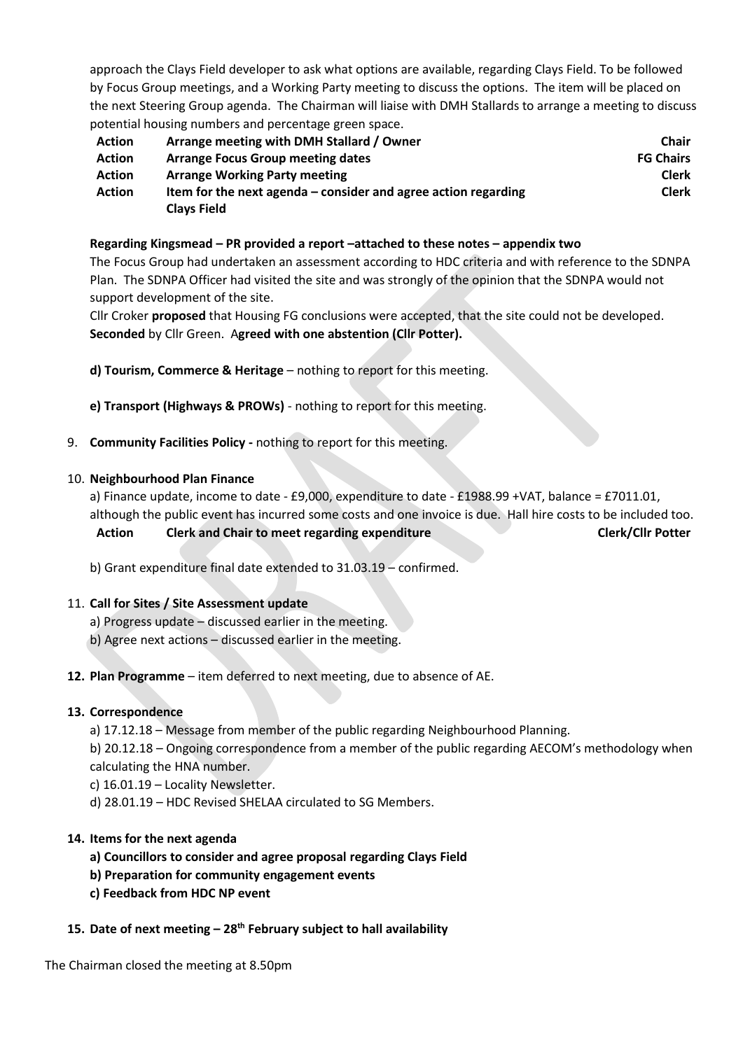approach the Clays Field developer to ask what options are available, regarding Clays Field. To be followed by Focus Group meetings, and a Working Party meeting to discuss the options. The item will be placed on the next Steering Group agenda. The Chairman will liaise with DMH Stallards to arrange a meeting to discuss potential housing numbers and percentage green space.

| | | |
|---|---|---|
| **Action** | **Arrange meeting with DMH Stallard / Owner** | **Chair** |
| **Action** | **Arrange Focus Group meeting dates** | **FG Chairs** |
| **Action** | **Arrange Working Party meeting** | **Clerk** |
| **Action** | **Item for the next agenda – consider and agree action regarding Clays Field** | **Clerk** |

**Regarding Kingsmead – PR provided a report –attached to these notes – appendix two**

The Focus Group had undertaken an assessment according to HDC criteria and with reference to the SDNPA Plan. The SDNPA Officer had visited the site and was strongly of the opinion that the SDNPA would not support development of the site.

Cllr Croker **proposed** that Housing FG conclusions were accepted, that the site could not be developed. **Seconded** by Cllr Green. A**greed with one abstention (Cllr Potter).**

**d) Tourism, Commerce & Heritage** – nothing to report for this meeting.

**e) Transport (Highways & PROWs)** - nothing to report for this meeting.

9. **Community Facilities Policy -** nothing to report for this meeting.

10. **Neighbourhood Plan Finance**

a) Finance update, income to date - £9,000, expenditure to date - £1988.99 +VAT, balance = £7011.01, although the public event has incurred some costs and one invoice is due. Hall hire costs to be included too.

| | | |
|---|---|---|
| **Action** | **Clerk and Chair to meet regarding expenditure** | **Clerk/Cllr Potter** |

b) Grant expenditure final date extended to 31.03.19 – confirmed.

11. **Call for Sites / Site Assessment update**

a) Progress update – discussed earlier in the meeting.

b) Agree next actions – discussed earlier in the meeting.

12. **Plan Programme** – item deferred to next meeting, due to absence of AE.

13. **Correspondence**

a) 17.12.18 – Message from member of the public regarding Neighbourhood Planning.

b) 20.12.18 – Ongoing correspondence from a member of the public regarding AECOM's methodology when calculating the HNA number.

c) 16.01.19 – Locality Newsletter.

d) 28.01.19 – HDC Revised SHELAA circulated to SG Members.

14. **Items for the next agenda**

**a) Councillors to consider and agree proposal regarding Clays Field**

**b) Preparation for community engagement events**

**c) Feedback from HDC NP event**

15. **Date of next meeting – 28th February subject to hall availability**

The Chairman closed the meeting at 8.50pm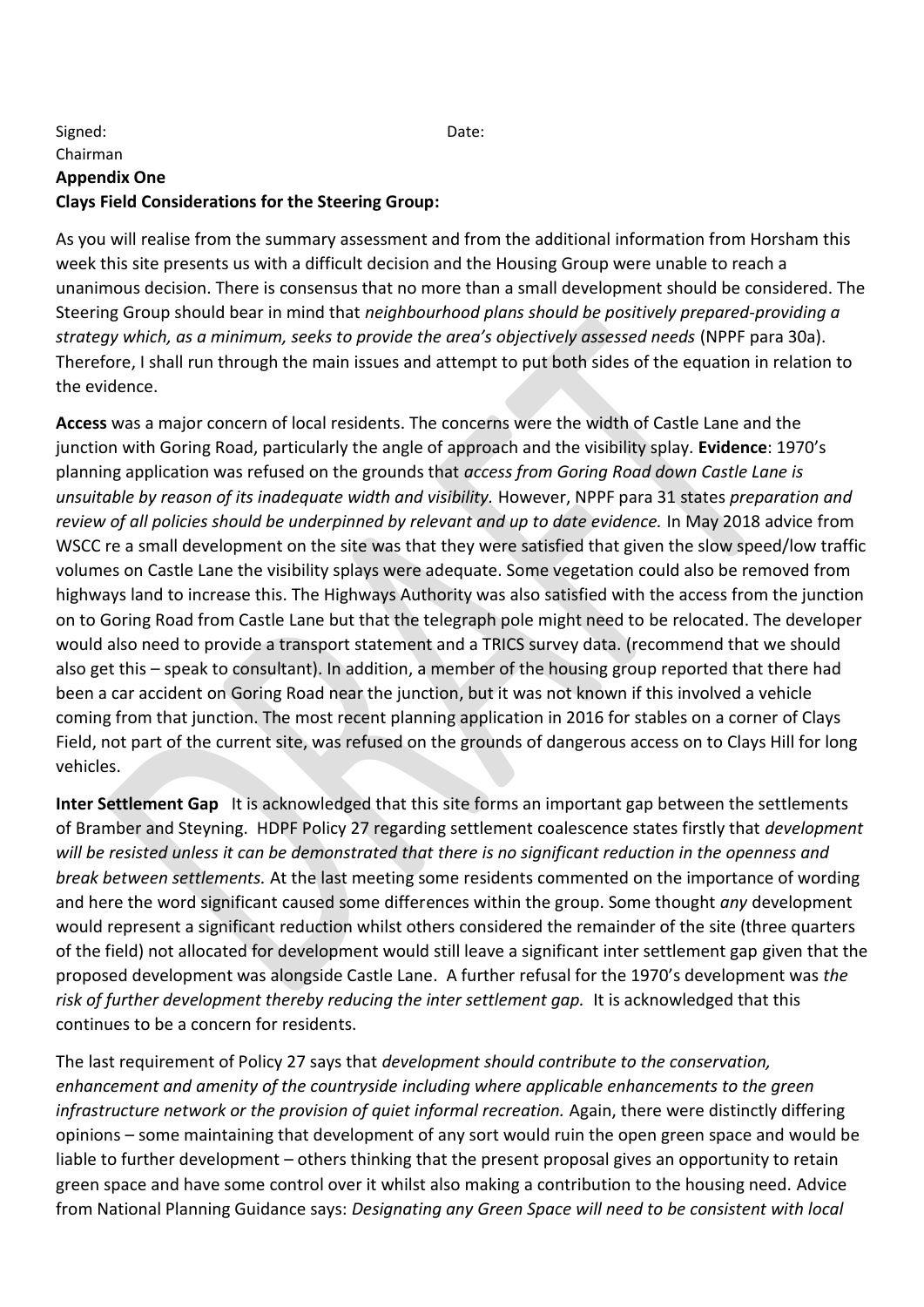Signed: Date:

Chairman

**Appendix One**

**Clays Field Considerations for the Steering Group:**

As you will realise from the summary assessment and from the additional information from Horsham this week this site presents us with a difficult decision and the Housing Group were unable to reach a unanimous decision. There is consensus that no more than a small development should be considered. The Steering Group should bear in mind that *neighbourhood plans should be positively prepared-providing a strategy which, as a minimum, seeks to provide the area's objectively assessed needs* (NPPF para 30a). Therefore, I shall run through the main issues and attempt to put both sides of the equation in relation to the evidence.

**Access** was a major concern of local residents. The concerns were the width of Castle Lane and the junction with Goring Road, particularly the angle of approach and the visibility splay. **Evidence**: 1970's planning application was refused on the grounds that *access from Goring Road down Castle Lane is unsuitable by reason of its inadequate width and visibility.* However, NPPF para 31 states *preparation and review of all policies should be underpinned by relevant and up to date evidence.* In May 2018 advice from WSCC re a small development on the site was that they were satisfied that given the slow speed/low traffic volumes on Castle Lane the visibility splays were adequate. Some vegetation could also be removed from highways land to increase this. The Highways Authority was also satisfied with the access from the junction on to Goring Road from Castle Lane but that the telegraph pole might need to be relocated. The developer would also need to provide a transport statement and a TRICS survey data. (recommend that we should also get this – speak to consultant). In addition, a member of the housing group reported that there had been a car accident on Goring Road near the junction, but it was not known if this involved a vehicle coming from that junction. The most recent planning application in 2016 for stables on a corner of Clays Field, not part of the current site, was refused on the grounds of dangerous access on to Clays Hill for long vehicles.

**Inter Settlement Gap** It is acknowledged that this site forms an important gap between the settlements of Bramber and Steyning. HDPF Policy 27 regarding settlement coalescence states firstly that *development will be resisted unless it can be demonstrated that there is no significant reduction in the openness and break between settlements.* At the last meeting some residents commented on the importance of wording and here the word significant caused some differences within the group. Some thought *any* development would represent a significant reduction whilst others considered the remainder of the site (three quarters of the field) not allocated for development would still leave a significant inter settlement gap given that the proposed development was alongside Castle Lane. A further refusal for the 1970's development was *the risk of further development thereby reducing the inter settlement gap.* It is acknowledged that this continues to be a concern for residents.

The last requirement of Policy 27 says that *development should contribute to the conservation, enhancement and amenity of the countryside including where applicable enhancements to the green infrastructure network or the provision of quiet informal recreation.* Again, there were distinctly differing opinions – some maintaining that development of any sort would ruin the open green space and would be liable to further development – others thinking that the present proposal gives an opportunity to retain green space and have some control over it whilst also making a contribution to the housing need. Advice from National Planning Guidance says: *Designating any Green Space will need to be consistent with local*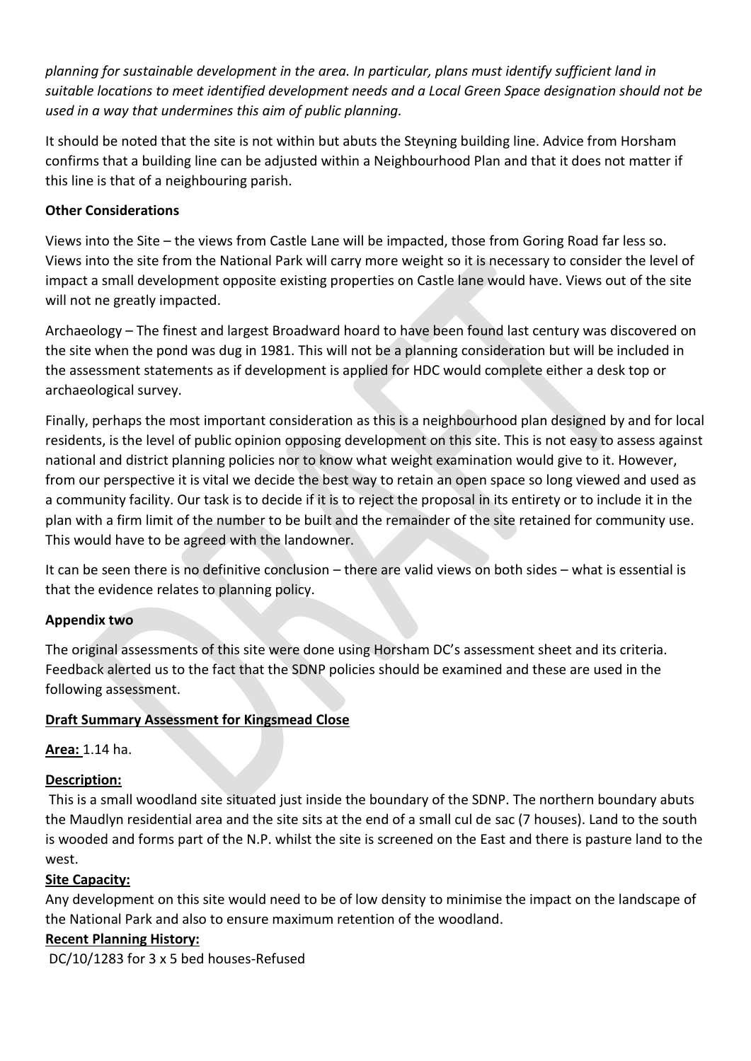*planning for sustainable development in the area. In particular, plans must identify sufficient land in suitable locations to meet identified development needs and a Local Green Space designation should not be used in a way that undermines this aim of public planning.*

It should be noted that the site is not within but abuts the Steyning building line. Advice from Horsham confirms that a building line can be adjusted within a Neighbourhood Plan and that it does not matter if this line is that of a neighbouring parish.

**Other Considerations**

Views into the Site – the views from Castle Lane will be impacted, those from Goring Road far less so. Views into the site from the National Park will carry more weight so it is necessary to consider the level of impact a small development opposite existing properties on Castle lane would have. Views out of the site will not ne greatly impacted.

Archaeology – The finest and largest Broadward hoard to have been found last century was discovered on the site when the pond was dug in 1981. This will not be a planning consideration but will be included in the assessment statements as if development is applied for HDC would complete either a desk top or archaeological survey.

Finally, perhaps the most important consideration as this is a neighbourhood plan designed by and for local residents, is the level of public opinion opposing development on this site. This is not easy to assess against national and district planning policies nor to know what weight examination would give to it. However, from our perspective it is vital we decide the best way to retain an open space so long viewed and used as a community facility. Our task is to decide if it is to reject the proposal in its entirety or to include it in the plan with a firm limit of the number to be built and the remainder of the site retained for community use. This would have to be agreed with the landowner.

It can be seen there is no definitive conclusion – there are valid views on both sides – what is essential is that the evidence relates to planning policy.

**Appendix two**

The original assessments of this site were done using Horsham DC's assessment sheet and its criteria. Feedback alerted us to the fact that the SDNP policies should be examined and these are used in the following assessment.

**Draft Summary Assessment for Kingsmead Close**

**Area:** 1.14 ha.

**Description:**

This is a small woodland site situated just inside the boundary of the SDNP. The northern boundary abuts the Maudlyn residential area and the site sits at the end of a small cul de sac (7 houses). Land to the south is wooded and forms part of the N.P. whilst the site is screened on the East and there is pasture land to the west.

**Site Capacity:**

Any development on this site would need to be of low density to minimise the impact on the landscape of the National Park and also to ensure maximum retention of the woodland.

**Recent Planning History:**

DC/10/1283 for 3 x 5 bed houses-Refused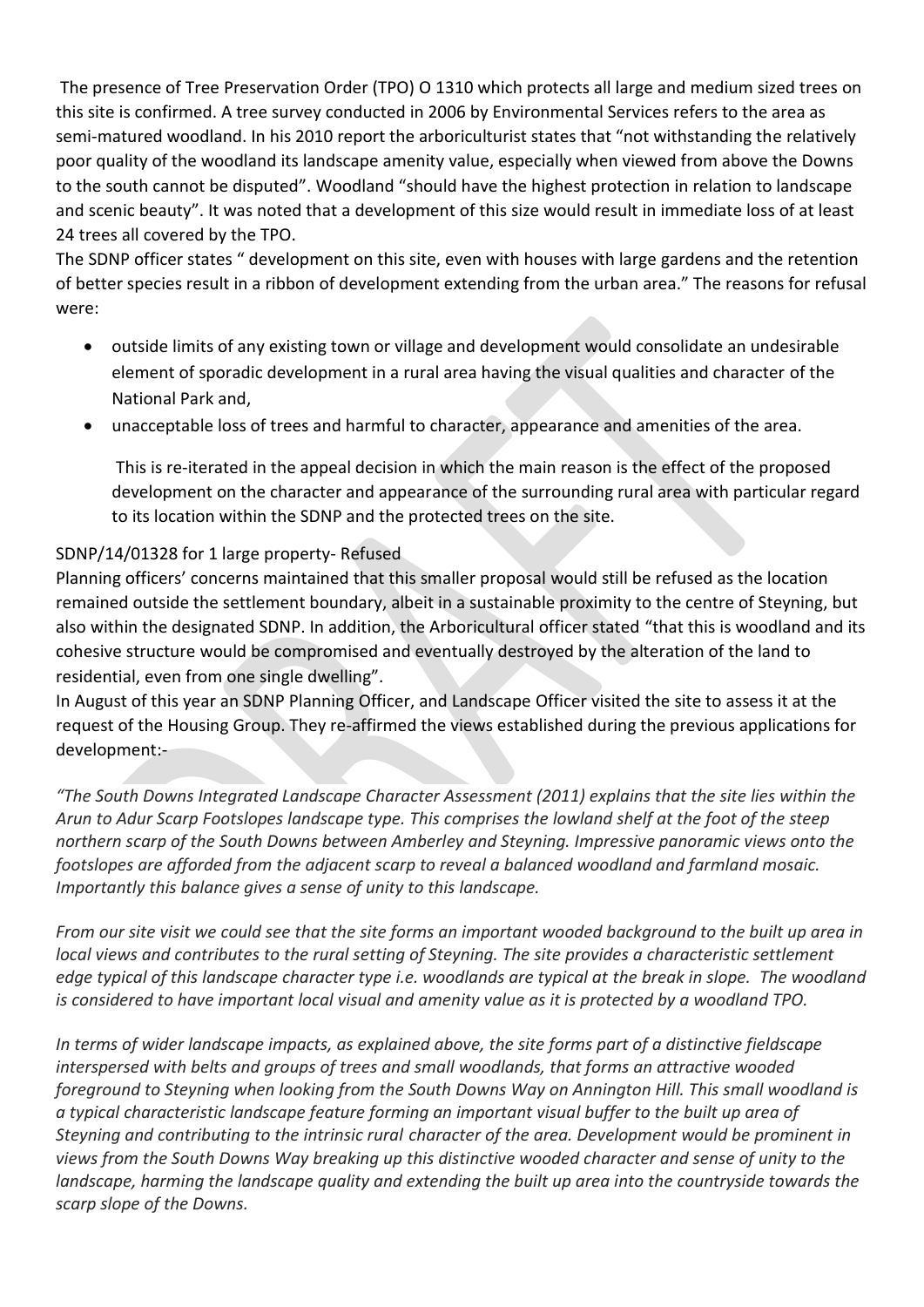The presence of Tree Preservation Order (TPO) O 1310 which protects all large and medium sized trees on this site is confirmed. A tree survey conducted in 2006 by Environmental Services refers to the area as semi-matured woodland. In his 2010 report the arboriculturist states that "not withstanding the relatively poor quality of the woodland its landscape amenity value, especially when viewed from above the Downs to the south cannot be disputed". Woodland "should have the highest protection in relation to landscape and scenic beauty". It was noted that a development of this size would result in immediate loss of at least 24 trees all covered by the TPO.

The SDNP officer states " development on this site, even with houses with large gardens and the retention of better species result in a ribbon of development extending from the urban area." The reasons for refusal were:

- outside limits of any existing town or village and development would consolidate an undesirable element of sporadic development in a rural area having the visual qualities and character of the National Park and,
- unacceptable loss of trees and harmful to character, appearance and amenities of the area.

  This is re-iterated in the appeal decision in which the main reason is the effect of the proposed development on the character and appearance of the surrounding rural area with particular regard to its location within the SDNP and the protected trees on the site.

SDNP/14/01328 for 1 large property- Refused

Planning officers' concerns maintained that this smaller proposal would still be refused as the location remained outside the settlement boundary, albeit in a sustainable proximity to the centre of Steyning, but also within the designated SDNP. In addition, the Arboricultural officer stated "that this is woodland and its cohesive structure would be compromised and eventually destroyed by the alteration of the land to residential, even from one single dwelling".

In August of this year an SDNP Planning Officer, and Landscape Officer visited the site to assess it at the request of the Housing Group. They re-affirmed the views established during the previous applications for development:-

*"The South Downs Integrated Landscape Character Assessment (2011) explains that the site lies within the Arun to Adur Scarp Footslopes landscape type. This comprises the lowland shelf at the foot of the steep northern scarp of the South Downs between Amberley and Steyning. Impressive panoramic views onto the footslopes are afforded from the adjacent scarp to reveal a balanced woodland and farmland mosaic. Importantly this balance gives a sense of unity to this landscape.*

*From our site visit we could see that the site forms an important wooded background to the built up area in local views and contributes to the rural setting of Steyning. The site provides a characteristic settlement edge typical of this landscape character type i.e. woodlands are typical at the break in slope. The woodland is considered to have important local visual and amenity value as it is protected by a woodland TPO.*

*In terms of wider landscape impacts, as explained above, the site forms part of a distinctive fieldscape interspersed with belts and groups of trees and small woodlands, that forms an attractive wooded foreground to Steyning when looking from the South Downs Way on Annington Hill. This small woodland is a typical characteristic landscape feature forming an important visual buffer to the built up area of Steyning and contributing to the intrinsic rural character of the area. Development would be prominent in views from the South Downs Way breaking up this distinctive wooded character and sense of unity to the landscape, harming the landscape quality and extending the built up area into the countryside towards the scarp slope of the Downs.*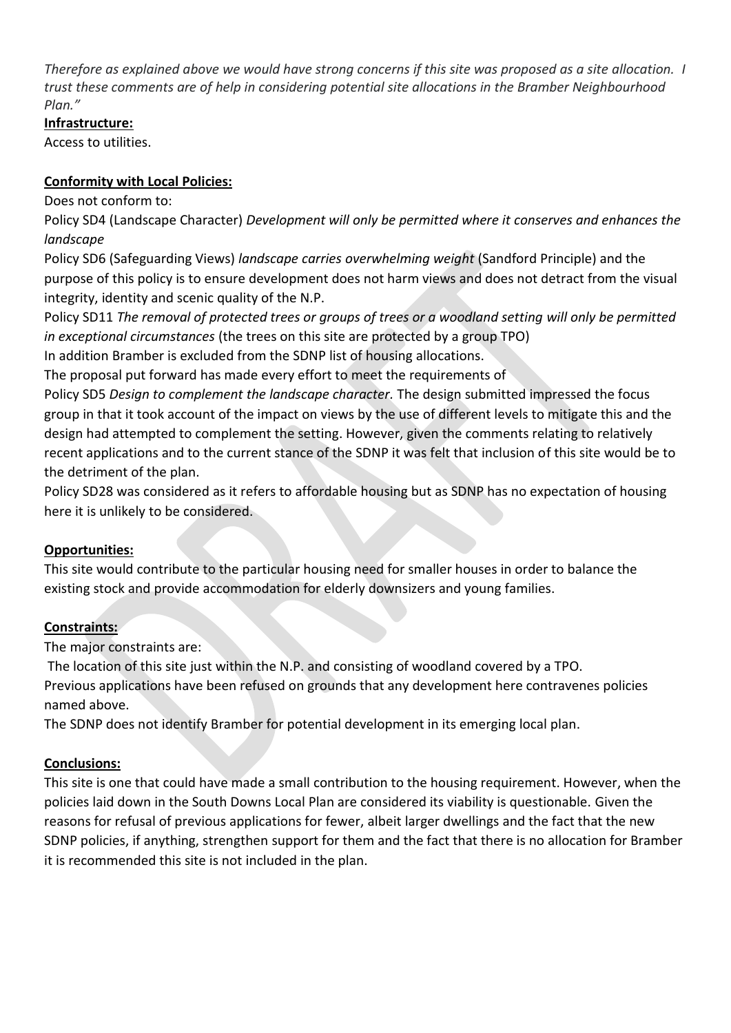*Therefore as explained above we would have strong concerns if this site was proposed as a site allocation. I trust these comments are of help in considering potential site allocations in the Bramber Neighbourhood Plan."*

**Infrastructure:**

Access to utilities.

**Conformity with Local Policies:**

Does not conform to:

Policy SD4 (Landscape Character) *Development will only be permitted where it conserves and enhances the landscape*

Policy SD6 (Safeguarding Views) *landscape carries overwhelming weight* (Sandford Principle) and the purpose of this policy is to ensure development does not harm views and does not detract from the visual integrity, identity and scenic quality of the N.P.

Policy SD11 *The removal of protected trees or groups of trees or a woodland setting will only be permitted in exceptional circumstances* (the trees on this site are protected by a group TPO)

In addition Bramber is excluded from the SDNP list of housing allocations.

The proposal put forward has made every effort to meet the requirements of

Policy SD5 *Design to complement the landscape character*. The design submitted impressed the focus group in that it took account of the impact on views by the use of different levels to mitigate this and the design had attempted to complement the setting. However, given the comments relating to relatively recent applications and to the current stance of the SDNP it was felt that inclusion of this site would be to the detriment of the plan.

Policy SD28 was considered as it refers to affordable housing but as SDNP has no expectation of housing here it is unlikely to be considered.

**Opportunities:**

This site would contribute to the particular housing need for smaller houses in order to balance the existing stock and provide accommodation for elderly downsizers and young families.

**Constraints:**

The major constraints are:

The location of this site just within the N.P. and consisting of woodland covered by a TPO.

Previous applications have been refused on grounds that any development here contravenes policies named above.

The SDNP does not identify Bramber for potential development in its emerging local plan.

**Conclusions:**

This site is one that could have made a small contribution to the housing requirement. However, when the policies laid down in the South Downs Local Plan are considered its viability is questionable. Given the reasons for refusal of previous applications for fewer, albeit larger dwellings and the fact that the new SDNP policies, if anything, strengthen support for them and the fact that there is no allocation for Bramber it is recommended this site is not included in the plan.